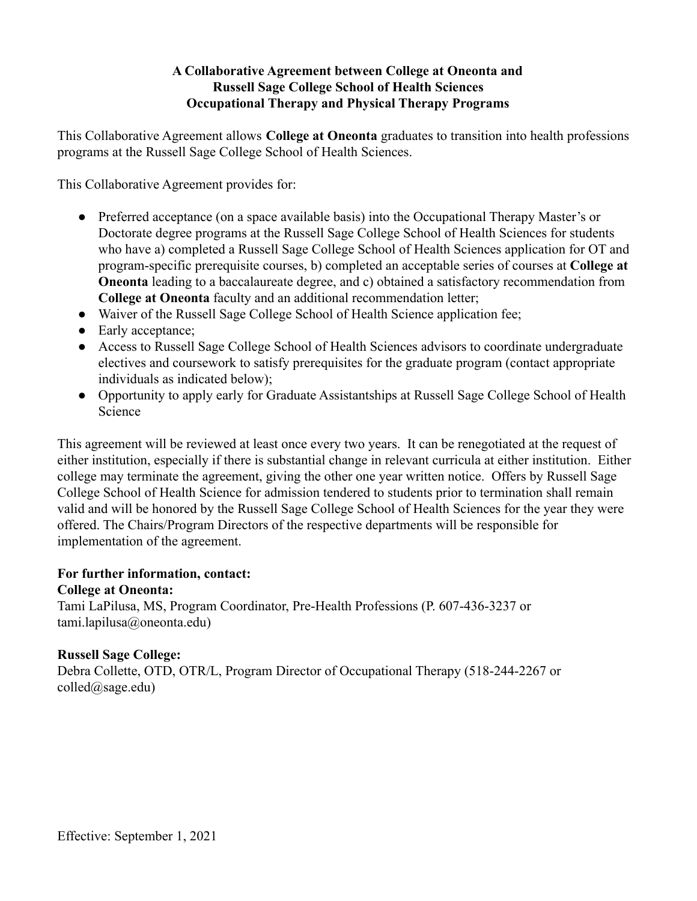**A Collaborative Agreement between College at Oneonta and Russell Sage College School of Health Sciences Occupational Therapy and Physical Therapy Programs**

This Collaborative Agreement allows **College at Oneonta** graduates to transition into health professions programs at the Russell Sage College School of Health Sciences.

This Collaborative Agreement provides for:

- Preferred acceptance (on a space available basis) into the Occupational Therapy Master's or Doctorate degree programs at the Russell Sage College School of Health Sciences for students who have a) completed a Russell Sage College School of Health Sciences application for OT and program-specific prerequisite courses, b) completed an acceptable series of courses at **College at Oneonta** leading to a baccalaureate degree, and c) obtained a satisfactory recommendation from **College at Oneonta** faculty and an additional recommendation letter;
- Waiver of the Russell Sage College School of Health Science application fee;
- Early acceptance;
- Access to Russell Sage College School of Health Sciences advisors to coordinate undergraduate electives and coursework to satisfy prerequisites for the graduate program (contact appropriate individuals as indicated below);
- Opportunity to apply early for Graduate Assistantships at Russell Sage College School of Health Science

This agreement will be reviewed at least once every two years. It can be renegotiated at the request of either institution, especially if there is substantial change in relevant curricula at either institution. Either college may terminate the agreement, giving the other one year written notice. Offers by Russell Sage College School of Health Science for admission tendered to students prior to termination shall remain valid and will be honored by the Russell Sage College School of Health Sciences for the year they were offered. The Chairs/Program Directors of the respective departments will be responsible for implementation of the agreement.

**For further information, contact:**
**College at Oneonta:**
Tami LaPilusa, MS, Program Coordinator, Pre-Health Professions (P. 607-436-3237 or tami.lapilusa@oneonta.edu)

**Russell Sage College:**
Debra Collette, OTD, OTR/L, Program Director of Occupational Therapy (518-244-2267 or colled@sage.edu)

Effective: September 1, 2021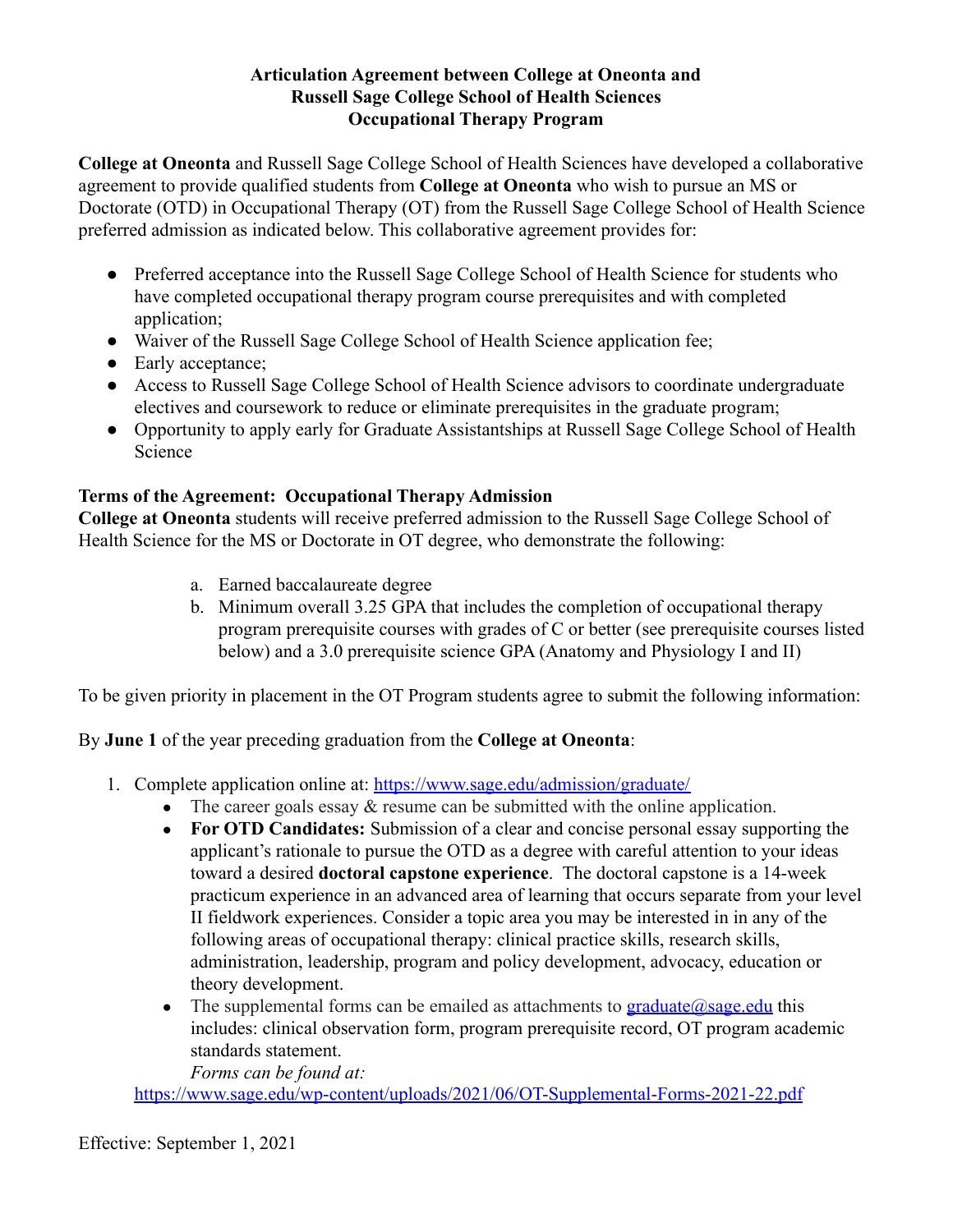**Articulation Agreement between College at Oneonta and Russell Sage College School of Health Sciences Occupational Therapy Program**

**College at Oneonta** and Russell Sage College School of Health Sciences have developed a collaborative agreement to provide qualified students from **College at Oneonta** who wish to pursue an MS or Doctorate (OTD) in Occupational Therapy (OT) from the Russell Sage College School of Health Science preferred admission as indicated below. This collaborative agreement provides for:

- Preferred acceptance into the Russell Sage College School of Health Science for students who have completed occupational therapy program course prerequisites and with completed application;
- Waiver of the Russell Sage College School of Health Science application fee;
- Early acceptance;
- Access to Russell Sage College School of Health Science advisors to coordinate undergraduate electives and coursework to reduce or eliminate prerequisites in the graduate program;
- Opportunity to apply early for Graduate Assistantships at Russell Sage College School of Health Science

**Terms of the Agreement: Occupational Therapy Admission**

**College at Oneonta** students will receive preferred admission to the Russell Sage College School of Health Science for the MS or Doctorate in OT degree, who demonstrate the following:

a. Earned baccalaureate degree
b. Minimum overall 3.25 GPA that includes the completion of occupational therapy program prerequisite courses with grades of C or better (see prerequisite courses listed below) and a 3.0 prerequisite science GPA (Anatomy and Physiology I and II)

To be given priority in placement in the OT Program students agree to submit the following information:

By **June 1** of the year preceding graduation from the **College at Oneonta**:

1. Complete application online at: https://www.sage.edu/admission/graduate/
   - The career goals essay & resume can be submitted with the online application.
   - **For OTD Candidates:** Submission of a clear and concise personal essay supporting the applicant's rationale to pursue the OTD as a degree with careful attention to your ideas toward a desired **doctoral capstone experience**. The doctoral capstone is a 14-week practicum experience in an advanced area of learning that occurs separate from your level II fieldwork experiences. Consider a topic area you may be interested in in any of the following areas of occupational therapy: clinical practice skills, research skills, administration, leadership, program and policy development, advocacy, education or theory development.
   - The supplemental forms can be emailed as attachments to graduate@sage.edu this includes: clinical observation form, program prerequisite record, OT program academic standards statement.
     *Forms can be found at:*
     https://www.sage.edu/wp-content/uploads/2021/06/OT-Supplemental-Forms-2021-22.pdf

Effective: September 1, 2021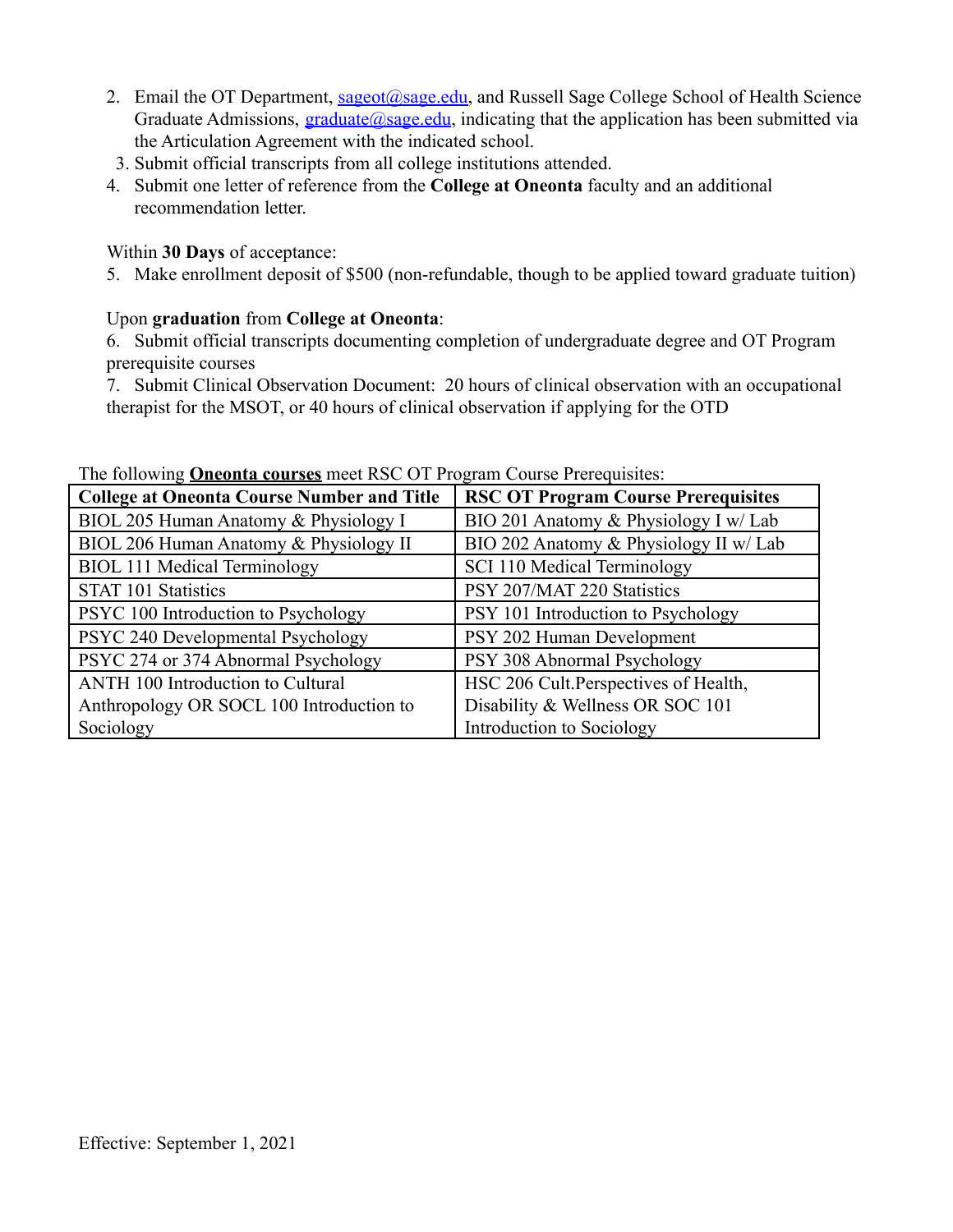2. Email the OT Department, sageot@sage.edu, and Russell Sage College School of Health Science Graduate Admissions, graduate@sage.edu, indicating that the application has been submitted via the Articulation Agreement with the indicated school.
3. Submit official transcripts from all college institutions attended.
4. Submit one letter of reference from the **College at Oneonta** faculty and an additional recommendation letter.

Within **30 Days** of acceptance:

5. Make enrollment deposit of $500 (non-refundable, though to be applied toward graduate tuition)

Upon **graduation** from **College at Oneonta**:

6. Submit official transcripts documenting completion of undergraduate degree and OT Program prerequisite courses
7. Submit Clinical Observation Document: 20 hours of clinical observation with an occupational therapist for the MSOT, or 40 hours of clinical observation if applying for the OTD

The following **Oneonta courses** meet RSC OT Program Course Prerequisites:

| **College at Oneonta Course Number and Title** | **RSC OT Program Course Prerequisites** |
|---|---|
| BIOL 205 Human Anatomy & Physiology I | BIO 201 Anatomy & Physiology I w/ Lab |
| BIOL 206 Human Anatomy & Physiology II | BIO 202 Anatomy & Physiology II w/ Lab |
| BIOL 111 Medical Terminology | SCI 110 Medical Terminology |
| STAT 101 Statistics | PSY 207/MAT 220 Statistics |
| PSYC 100 Introduction to Psychology | PSY 101 Introduction to Psychology |
| PSYC 240 Developmental Psychology | PSY 202 Human Development |
| PSYC 274 or 374 Abnormal Psychology | PSY 308 Abnormal Psychology |
| ANTH 100 Introduction to Cultural Anthropology OR SOCL 100 Introduction to Sociology | HSC 206 Cult.Perspectives of Health, Disability & Wellness OR SOC 101 Introduction to Sociology |

Effective: September 1, 2021